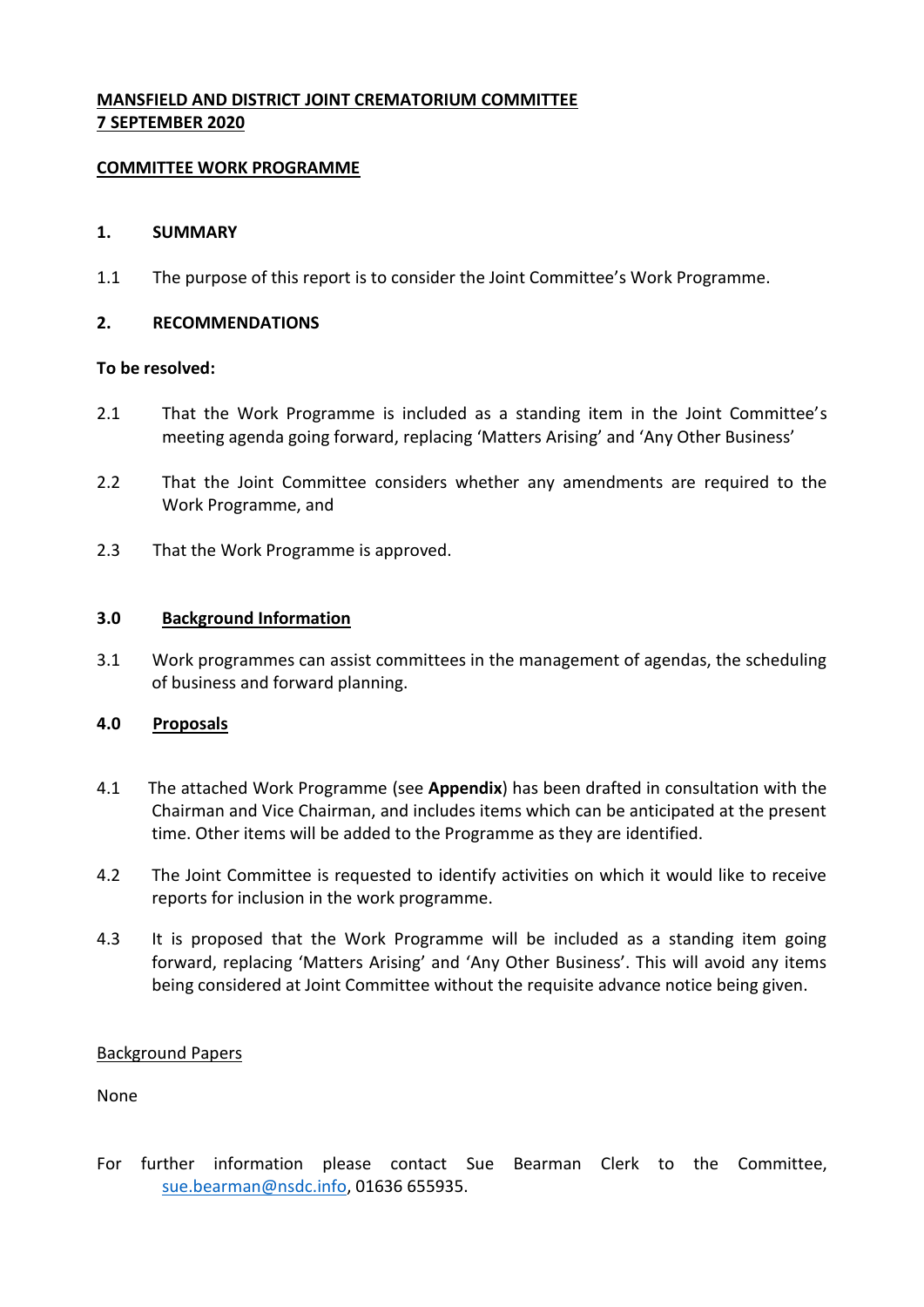**MANSFIELD AND DISTRICT JOINT CREMATORIUM COMMITTEE**
**7 SEPTEMBER 2020**

**COMMITTEE WORK PROGRAMME**

## 1. SUMMARY

1.1 The purpose of this report is to consider the Joint Committee's Work Programme.

## 2. RECOMMENDATIONS

**To be resolved:**

2.1 That the Work Programme is included as a standing item in the Joint Committee's meeting agenda going forward, replacing 'Matters Arising' and 'Any Other Business'

2.2 That the Joint Committee considers whether any amendments are required to the Work Programme, and

2.3 That the Work Programme is approved.

## 3.0 Background Information

3.1 Work programmes can assist committees in the management of agendas, the scheduling of business and forward planning.

## 4.0 Proposals

4.1 The attached Work Programme (see **Appendix**) has been drafted in consultation with the Chairman and Vice Chairman, and includes items which can be anticipated at the present time. Other items will be added to the Programme as they are identified.

4.2 The Joint Committee is requested to identify activities on which it would like to receive reports for inclusion in the work programme.

4.3 It is proposed that the Work Programme will be included as a standing item going forward, replacing 'Matters Arising' and 'Any Other Business'. This will avoid any items being considered at Joint Committee without the requisite advance notice being given.

Background Papers

None

For further information please contact Sue Bearman Clerk to the Committee, sue.bearman@nsdc.info, 01636 655935.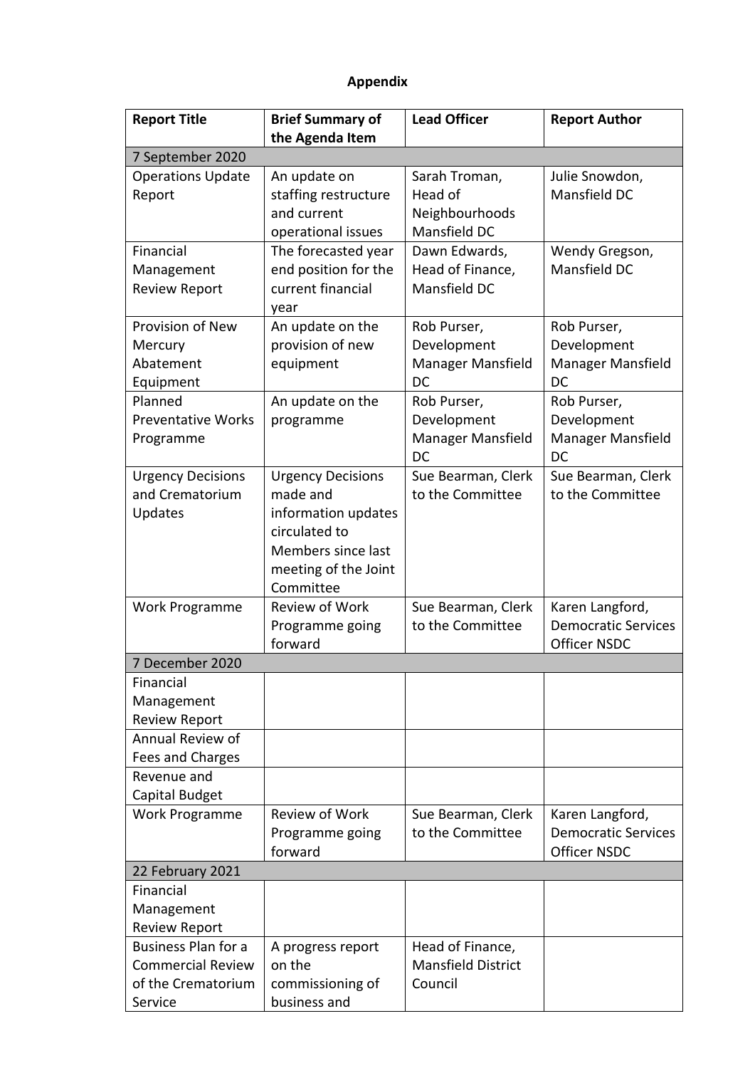**Appendix**

| Report Title | Brief Summary of the Agenda Item | Lead Officer | Report Author |
|---|---|---|---|
| 7 September 2020 | | | |
| Operations Update Report | An update on staffing restructure and current operational issues | Sarah Troman, Head of Neighbourhoods Mansfield DC | Julie Snowdon, Mansfield DC |
| Financial Management Review Report | The forecasted year end position for the current financial year | Dawn Edwards, Head of Finance, Mansfield DC | Wendy Gregson, Mansfield DC |
| Provision of New Mercury Abatement Equipment | An update on the provision of new equipment | Rob Purser, Development Manager Mansfield DC | Rob Purser, Development Manager Mansfield DC |
| Planned Preventative Works Programme | An update on the programme | Rob Purser, Development Manager Mansfield DC | Rob Purser, Development Manager Mansfield DC |
| Urgency Decisions and Crematorium Updates | Urgency Decisions made and information updates circulated to Members since last meeting of the Joint Committee | Sue Bearman, Clerk to the Committee | Sue Bearman, Clerk to the Committee |
| Work Programme | Review of Work Programme going forward | Sue Bearman, Clerk to the Committee | Karen Langford, Democratic Services Officer NSDC |
| 7 December 2020 | | | |
| Financial Management Review Report | | | |
| Annual Review of Fees and Charges | | | |
| Revenue and Capital Budget | | | |
| Work Programme | Review of Work Programme going forward | Sue Bearman, Clerk to the Committee | Karen Langford, Democratic Services Officer NSDC |
| 22 February 2021 | | | |
| Financial Management Review Report | | | |
| Business Plan for a Commercial Review of the Crematorium Service | A progress report on the commissioning of business and | Head of Finance, Mansfield District Council | |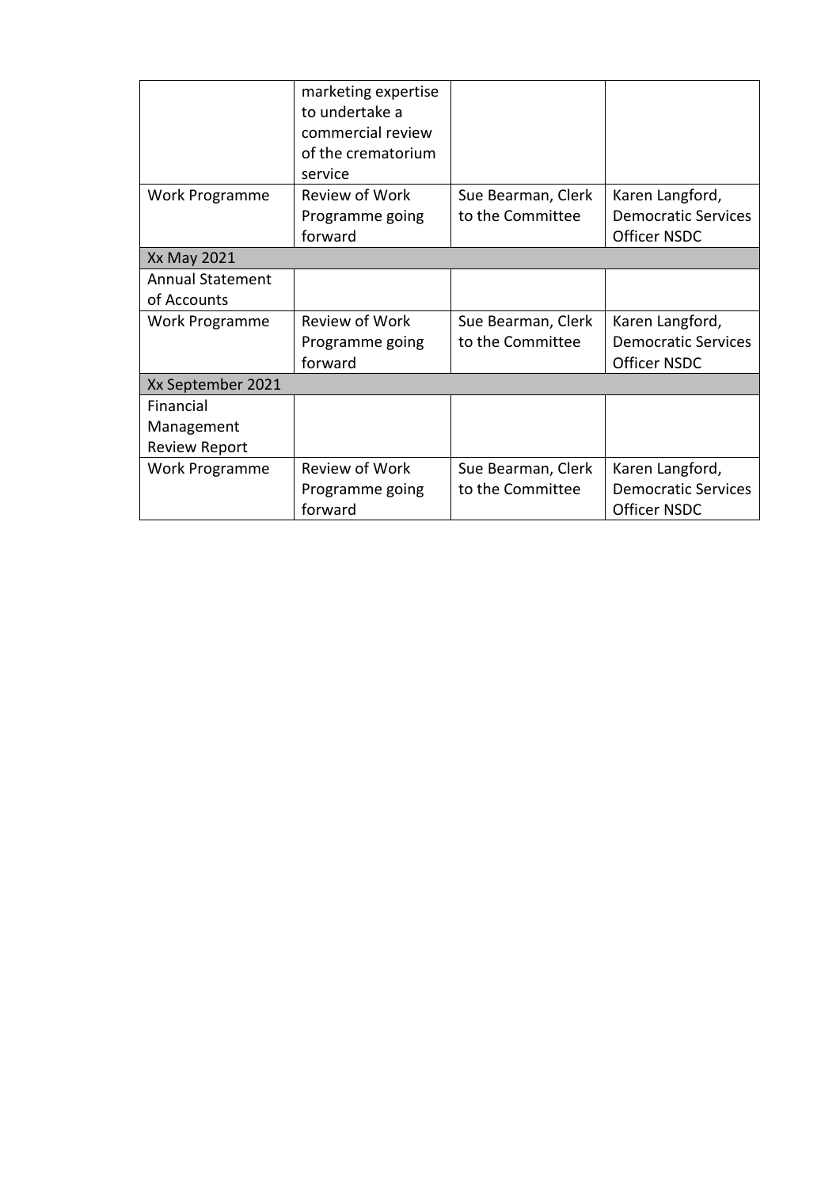| | | | |
|---|---|---|---|
| | marketing expertise to undertake a commercial review of the crematorium service | | |
| Work Programme | Review of Work Programme going forward | Sue Bearman, Clerk to the Committee | Karen Langford, Democratic Services Officer NSDC |
| Xx May 2021 | | | |
| Annual Statement of Accounts | | | |
| Work Programme | Review of Work Programme going forward | Sue Bearman, Clerk to the Committee | Karen Langford, Democratic Services Officer NSDC |
| Xx September 2021 | | | |
| Financial Management Review Report | | | |
| Work Programme | Review of Work Programme going forward | Sue Bearman, Clerk to the Committee | Karen Langford, Democratic Services Officer NSDC |